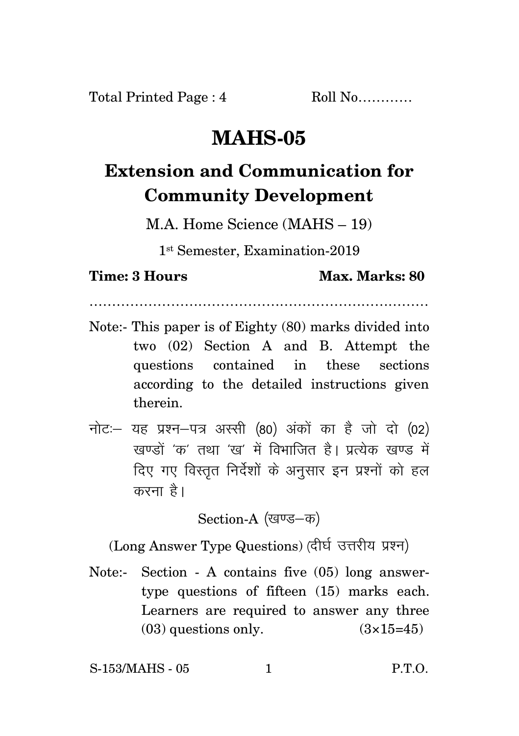Total Printed Page : 4 Roll No…………

# MAHS-05

## Extension and Communication for Community Development

M.A. Home Science (MAHS – 19)

1st Semester, Examination-2019

**Time: 3 Hours** **Max. Marks: 80**

…………………………………………………………………

Note:- This paper is of Eighty (80) marks divided into two (02) Section A and B. Attempt the questions contained in these sections according to the detailed instructions given therein.

नोटः– यह प्रश्न–पत्र अस्सी (80) अंकों का है जो दो (02) खण्डों 'क' तथा 'ख' में विभाजित है। प्रत्येक खण्ड में दिए गए विस्तृत निर्देशों के अनुसार इन प्रश्नों को हल करना है।

Section-A (खण्ड–क)

(Long Answer Type Questions) (दीर्घ उत्तरीय प्रश्न)

Note:- Section - A contains five (05) long answer-type questions of fifteen (15) marks each. Learners are required to answer any three (03) questions only. (3×15=45)

S-153/MAHS - 05 P.T.O.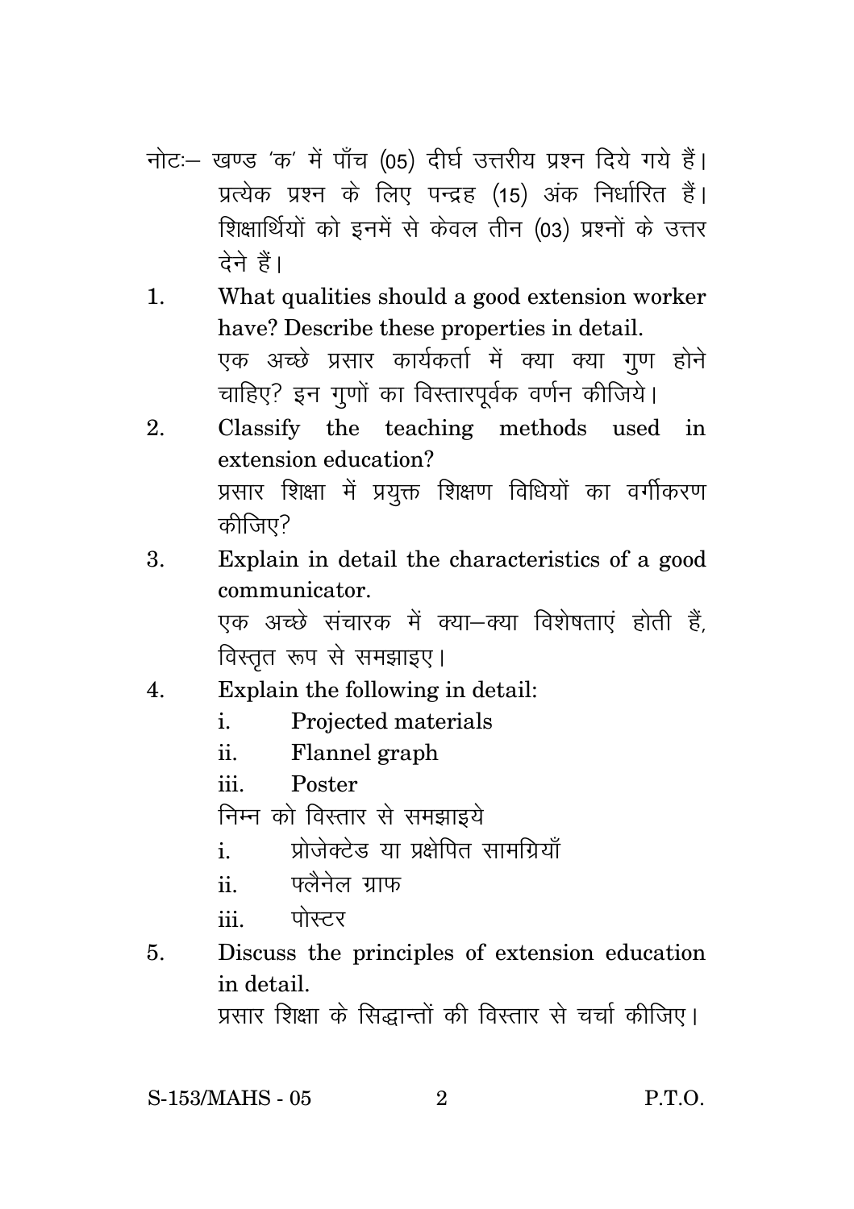नोटः– खण्ड 'क' में पाँच (05) दीर्घ उत्तरीय प्रश्न दिये गये हैं। प्रत्येक प्रश्न के लिए पन्द्रह (15) अंक निर्धारित हैं। शिक्षार्थियों को इनमें से केवल तीन (03) प्रश्नों के उत्तर देने हैं।

1. What qualities should a good extension worker have? Describe these properties in detail.
   एक अच्छे प्रसार कार्यकर्ता में क्या क्या गुण होने चाहिए? इन गुणों का विस्तारपूर्वक वर्णन कीजिये।

2. Classify the teaching methods used in extension education?
   प्रसार शिक्षा में प्रयुक्त शिक्षण विधियों का वर्गीकरण कीजिए?

3. Explain in detail the characteristics of a good communicator.
   एक अच्छे संचारक में क्या–क्या विशेषताएं होती हैं, विस्तृत रूप से समझाइए।

4. Explain the following in detail:
   i. Projected materials
   ii. Flannel graph
   iii. Poster

   निम्न को विस्तार से समझाइये
   i. प्रोजेक्टेड या प्रक्षेपित सामग्रियाँ
   ii. फ्लैनेल ग्राफ
   iii. पोस्टर

5. Discuss the principles of extension education in detail.
   प्रसार शिक्षा के सिद्धान्तों की विस्तार से चर्चा कीजिए।

S-153/MAHS - 05

P.T.O.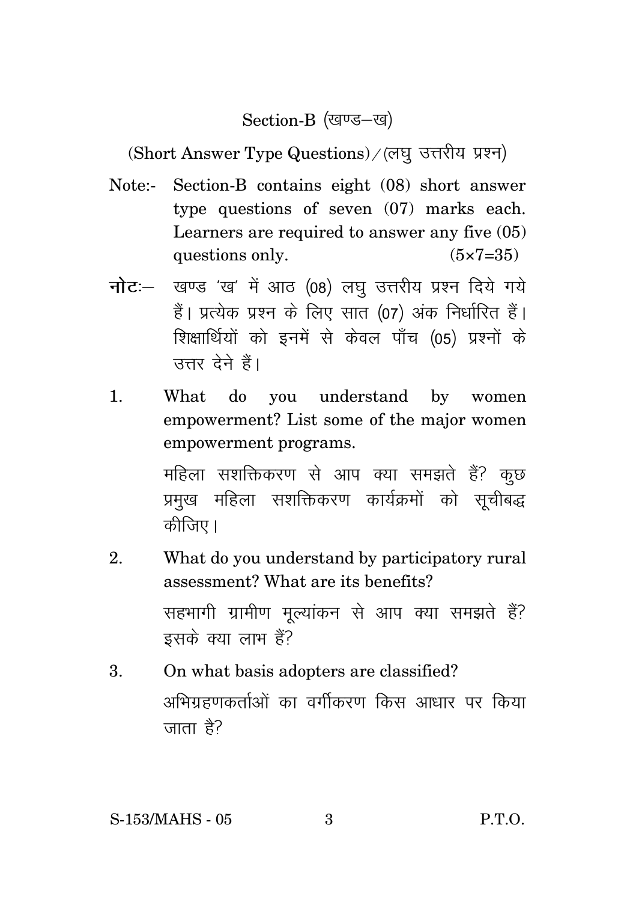## Section-B (खण्ड–ख)

(Short Answer Type Questions)/(लघु उत्तरीय प्रश्न)

**Note:-** Section-B contains eight (08) short answer type questions of seven (07) marks each. Learners are required to answer any five (05) questions only. (5×7=35)

**नोटः–** खण्ड 'ख' में आठ (08) लघु उत्तरीय प्रश्न दिये गये हैं। प्रत्येक प्रश्न के लिए सात (07) अंक निर्धारित हैं। शिक्षार्थियों को इनमें से केवल पाँच (05) प्रश्नों के उत्तर देने हैं।

1. What do you understand by women empowerment? List some of the major women empowerment programs.

   महिला सशक्तिकरण से आप क्या समझते हैं? कुछ प्रमुख महिला सशक्तिकरण कार्यक्रमों को सूचीबद्ध कीजिए।

2. What do you understand by participatory rural assessment? What are its benefits?

   सहभागी ग्रामीण मूल्यांकन से आप क्या समझते हैं? इसके क्या लाभ हैं?

3. On what basis adopters are classified?

   अभिग्रहणकर्ताओं का वर्गीकरण किस आधार पर किया जाता है?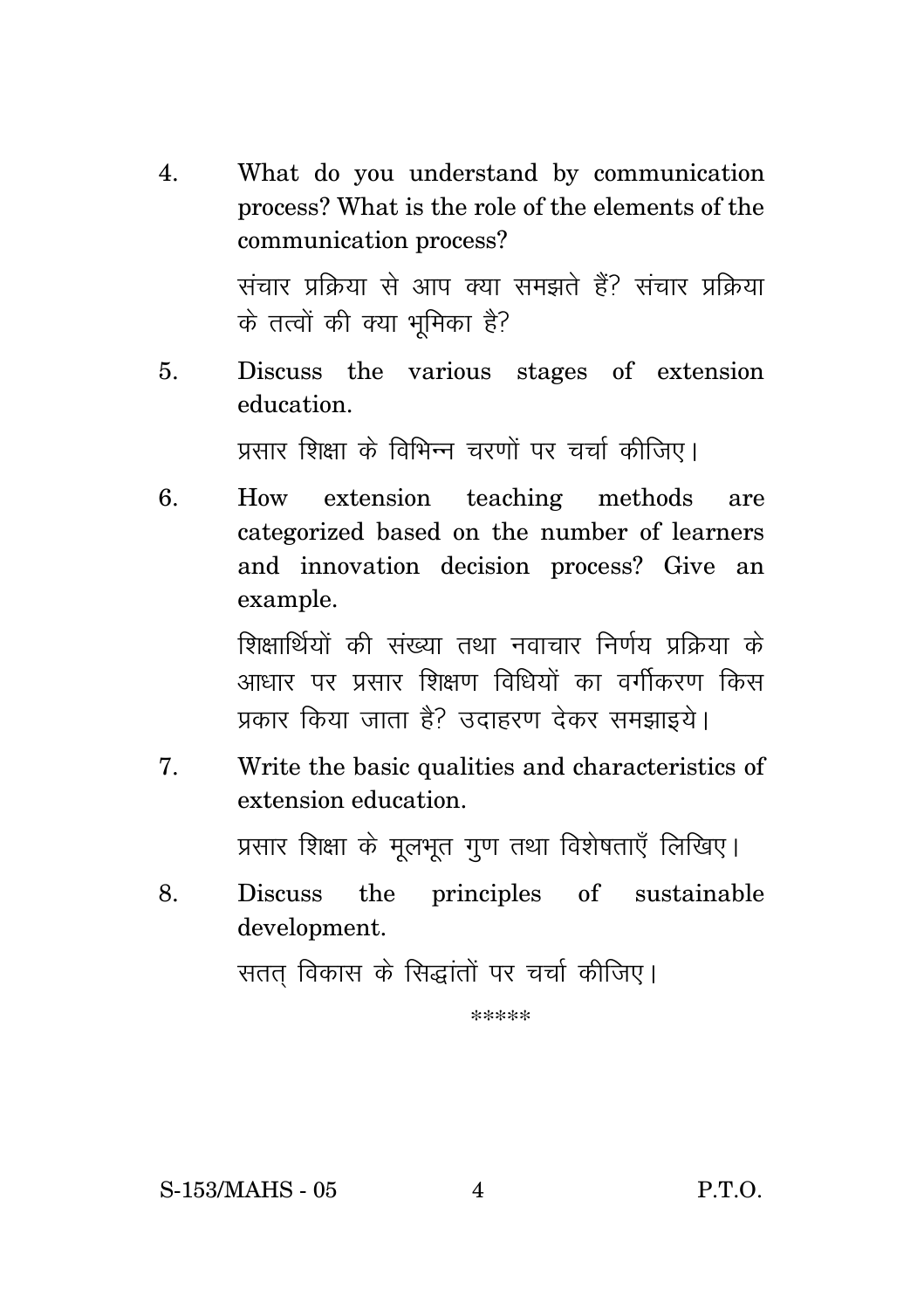4. What do you understand by communication process? What is the role of the elements of the communication process?

   संचार प्रक्रिया से आप क्या समझते हैं? संचार प्रक्रिया के तत्वों की क्या भूमिका है?

5. Discuss the various stages of extension education.

   प्रसार शिक्षा के विभिन्न चरणों पर चर्चा कीजिए।

6. How extension teaching methods are categorized based on the number of learners and innovation decision process? Give an example.

   शिक्षार्थियों की संख्या तथा नवाचार निर्णय प्रक्रिया के आधार पर प्रसार शिक्षण विधियों का वर्गीकरण किस प्रकार किया जाता है? उदाहरण देकर समझाइये।

7. Write the basic qualities and characteristics of extension education.

   प्रसार शिक्षा के मूलभूत गुण तथा विशेषताएँ लिखिए।

8. Discuss the principles of sustainable development.

   सतत् विकास के सिद्धांतों पर चर्चा कीजिए।

*****